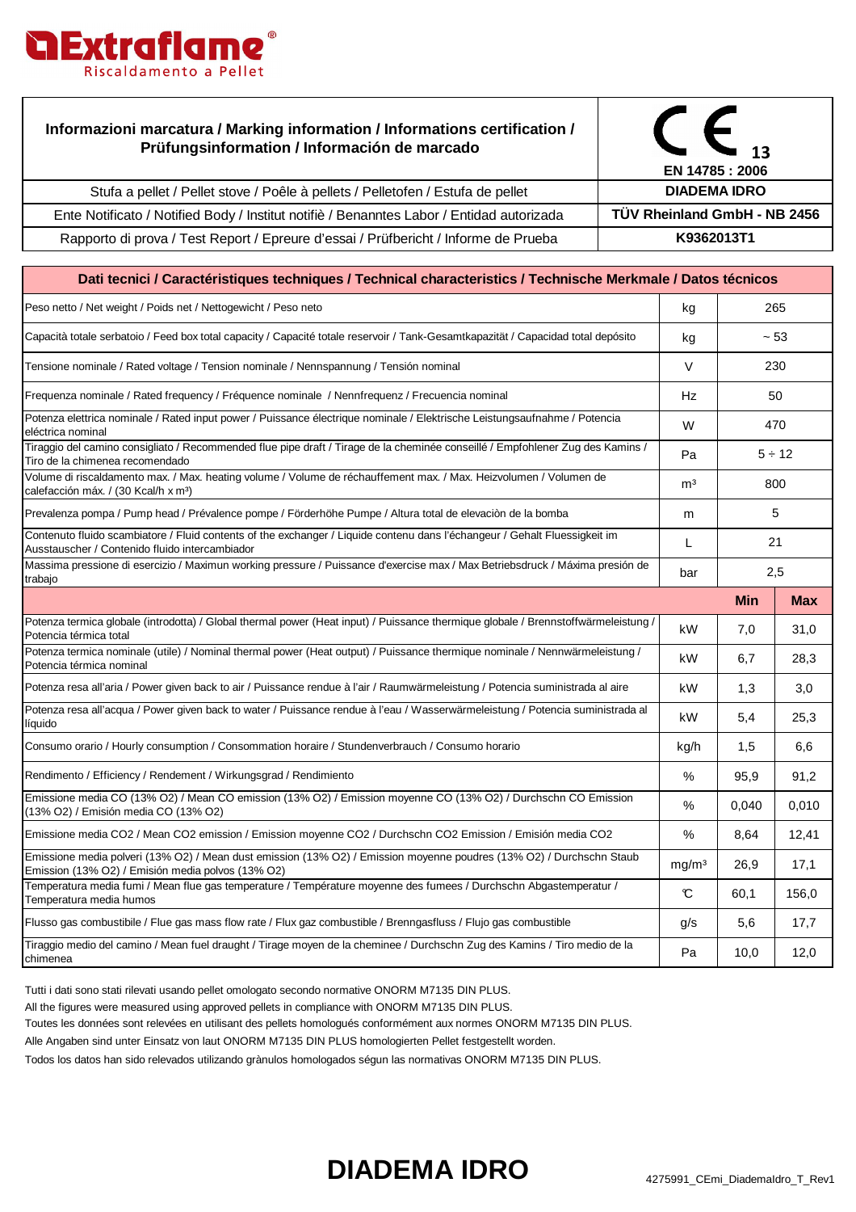**Extraflame®**
Riscaldamento a Pellet

| Informazioni marcatura / Marking information / Informations certification / Prüfungsinformation / Información de marcado | CE 13 EN 14785 : 2006 |
|---|---|
| Stufa a pellet / Pellet stove / Poêle à pellets / Pelletofen / Estufa de pellet | **DIADEMA IDRO** |
| Ente Notificato / Notified Body / Institut notifiè / Benanntes Labor / Entidad autorizada | **TÜV Rheinland GmbH - NB 2456** |
| Rapporto di prova / Test Report / Epreure d'essai / Prüfbericht / Informe de Prueba | **K9362013T1** |

| Dati tecnici / Caractéristiques techniques / Technical characteristics / Technische Merkmale / Datos técnicos | | | |
|---|---|---|---|
| Peso netto / Net weight / Poids net / Nettogewicht / Peso neto | kg | 265 | |
| Capacità totale serbatoio / Feed box total capacity / Capacité totale reservoir / Tank-Gesamtkapazität / Capacidad total depósito | kg | ~ 53 | |
| Tensione nominale / Rated voltage / Tension nominale / Nennspannung / Tensión nominal | V | 230 | |
| Frequenza nominale / Rated frequency / Fréquence nominale / Nennfrequenz / Frecuencia nominal | Hz | 50 | |
| Potenza elettrica nominale / Rated input power / Puissance électrique nominale / Elektrische Leistungsaufnahme / Potencia eléctrica nominal | W | 470 | |
| Tiraggio del camino consigliato / Recommended flue pipe draft / Tirage de la cheminée conseillé / Empfohlener Zug des Kamins / Tiro de la chimenea recomendado | Pa | 5 ÷ 12 | |
| Volume di riscaldamento max. / Max. heating volume / Volume de réchauffement max. / Max. Heizvolumen / Volumen de calefacción máx. / (30 Kcal/h x m³) | m³ | 800 | |
| Prevalenza pompa / Pump head / Prévalence pompe / Förderhöhe Pumpe / Altura total de elevaciòn de la bomba | m | 5 | |
| Contenuto fluido scambiatore / Fluid contents of the exchanger / Liquide contenu dans l'échangeur / Gehalt Fluessigkeit im Ausstauscher / Contenido fluido intercambiador | L | 21 | |
| Massima pressione di esercizio / Maximun working pressure / Puissance d'exercise max / Max Betriebsdruck / Máxima presión de trabajo | bar | 2,5 | |
| | | **Min** | **Max** |
| Potenza termica globale (introdotta) / Global thermal power (Heat input) / Puissance thermique globale / Brennstoffwärmeleistung / Potencia térmica total | kW | 7,0 | 31,0 |
| Potenza termica nominale (utile) / Nominal thermal power (Heat output) / Puissance thermique nominale / Nennwärmeleistung / Potencia térmica nominal | kW | 6,7 | 28,3 |
| Potenza resa all'aria / Power given back to air / Puissance rendue à l'air / Raumwärmeleistung / Potencia suministrada al aire | kW | 1,3 | 3,0 |
| Potenza resa all'acqua / Power given back to water / Puissance rendue à l'eau / Wasserwärmeleistung / Potencia suministrada al líquido | kW | 5,4 | 25,3 |
| Consumo orario / Hourly consumption / Consommation horaire / Stundenverbrauch / Consumo horario | kg/h | 1,5 | 6,6 |
| Rendimento / Efficiency / Rendement / Wirkungsgrad / Rendimiento | % | 95,9 | 91,2 |
| Emissione media CO (13% O2) / Mean CO emission (13% O2) / Emission moyenne CO (13% O2) / Durchschn CO Emission (13% O2) / Emisión media CO (13% O2) | % | 0,040 | 0,010 |
| Emissione media CO2 / Mean CO2 emission / Emission moyenne CO2 / Durchschn CO2 Emission / Emisión media CO2 | % | 8,64 | 12,41 |
| Emissione media polveri (13% O2) / Mean dust emission (13% O2) / Emission moyenne poudres (13% O2) / Durchschn Staub Emission (13% O2) / Emisión media polvos (13% O2) | mg/m³ | 26,9 | 17,1 |
| Temperatura media fumi / Mean flue gas temperature / Température moyenne des fumees / Durchschn Abgastemperatur / Temperatura media humos | °C | 60,1 | 156,0 |
| Flusso gas combustibile / Flue gas mass flow rate / Flux gaz combustible / Brenngasfluss / Flujo gas combustible | g/s | 5,6 | 17,7 |
| Tiraggio medio del camino / Mean fuel draught / Tirage moyen de la cheminee / Durchschn Zug des Kamins / Tiro medio de la chimenea | Pa | 10,0 | 12,0 |

Tutti i dati sono stati rilevati usando pellet omologato secondo normative ONORM M7135 DIN PLUS.

All the figures were measured using approved pellets in compliance with ONORM M7135 DIN PLUS.

Toutes les données sont relevées en utilisant des pellets homologués conformément aux normes ONORM M7135 DIN PLUS.

Alle Angaben sind unter Einsatz von laut ONORM M7135 DIN PLUS homologierten Pellet festgestellt worden.

Todos los datos han sido relevados utilizando grànulos homologados ségun las normativas ONORM M7135 DIN PLUS.

# DIADEMA IDRO

4275991_CEmi_DiademaIdro_T_Rev1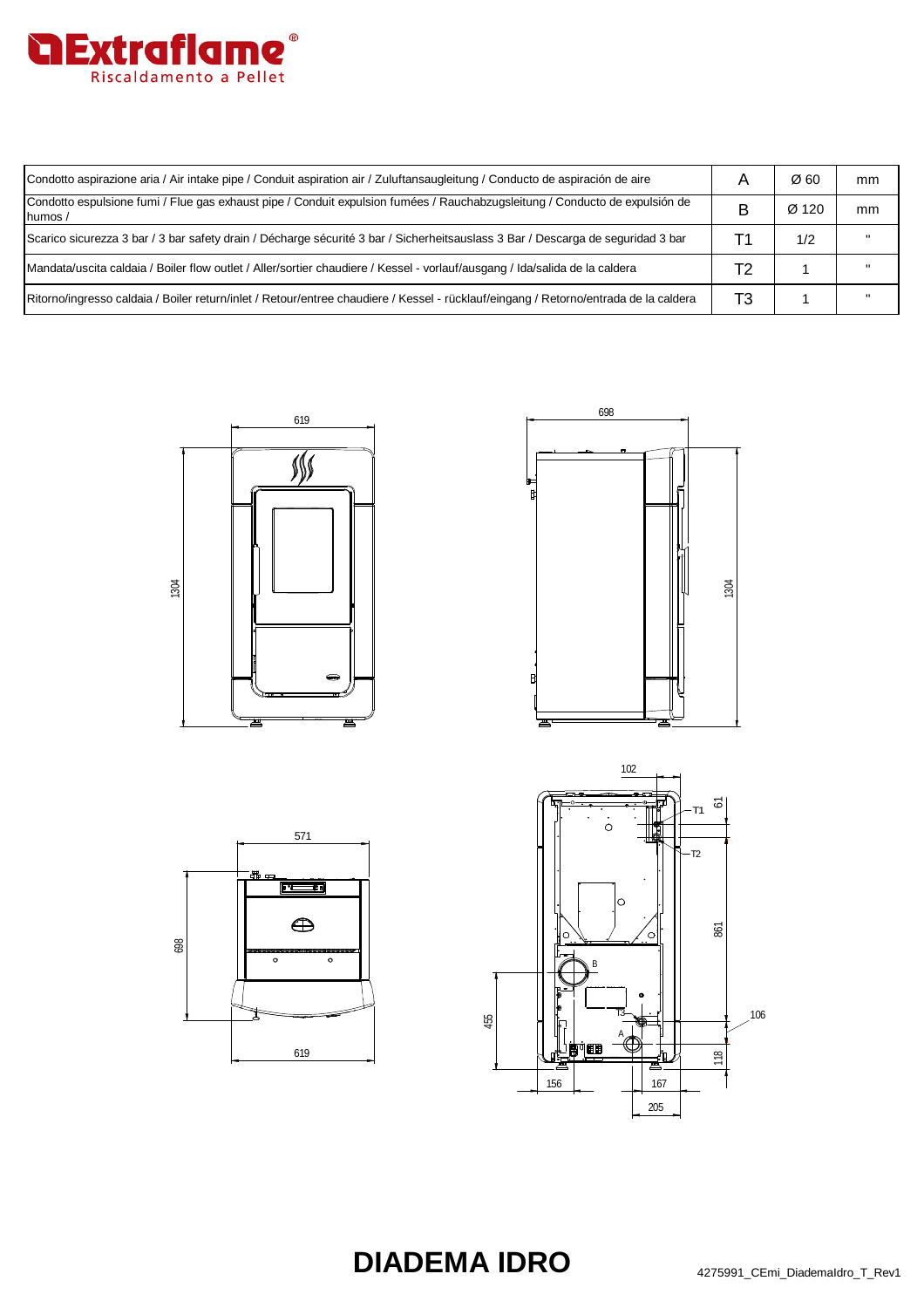| | | | |
|---|---|---|---|
| Condotto aspirazione aria / Air intake pipe / Conduit aspiration air / Zuluftansaugleitung / Conducto de aspiración de aire | A | Ø 60 | mm |
| Condotto espulsione fumi / Flue gas exhaust pipe / Conduit expulsion fumées / Rauchabzugsleitung / Conducto de expulsión de humos / | B | Ø 120 | mm |
| Scarico sicurezza 3 bar / 3 bar safety drain / Décharge sécurité 3 bar / Sicherheitsauslass 3 Bar / Descarga de seguridad 3 bar | T1 | 1/2 | " |
| Mandata/uscita caldaia / Boiler flow outlet / Aller/sortier chaudiere / Kessel - vorlauf/ausgang / Ida/salida de la caldera | T2 | 1 | " |
| Ritorno/ingresso caldaia / Boiler return/inlet / Retour/entree chaudiere / Kessel - rücklauf/eingang / Retorno/entrada de la caldera | T3 | 1 | " |

619
1304
698
1304
571
698
619
102
T1
61
T2
861
B
455
T3
106
A
118
156
167
205

# DIADEMA IDRO

4275991_CEmi_DiademaIdro_T_Rev1